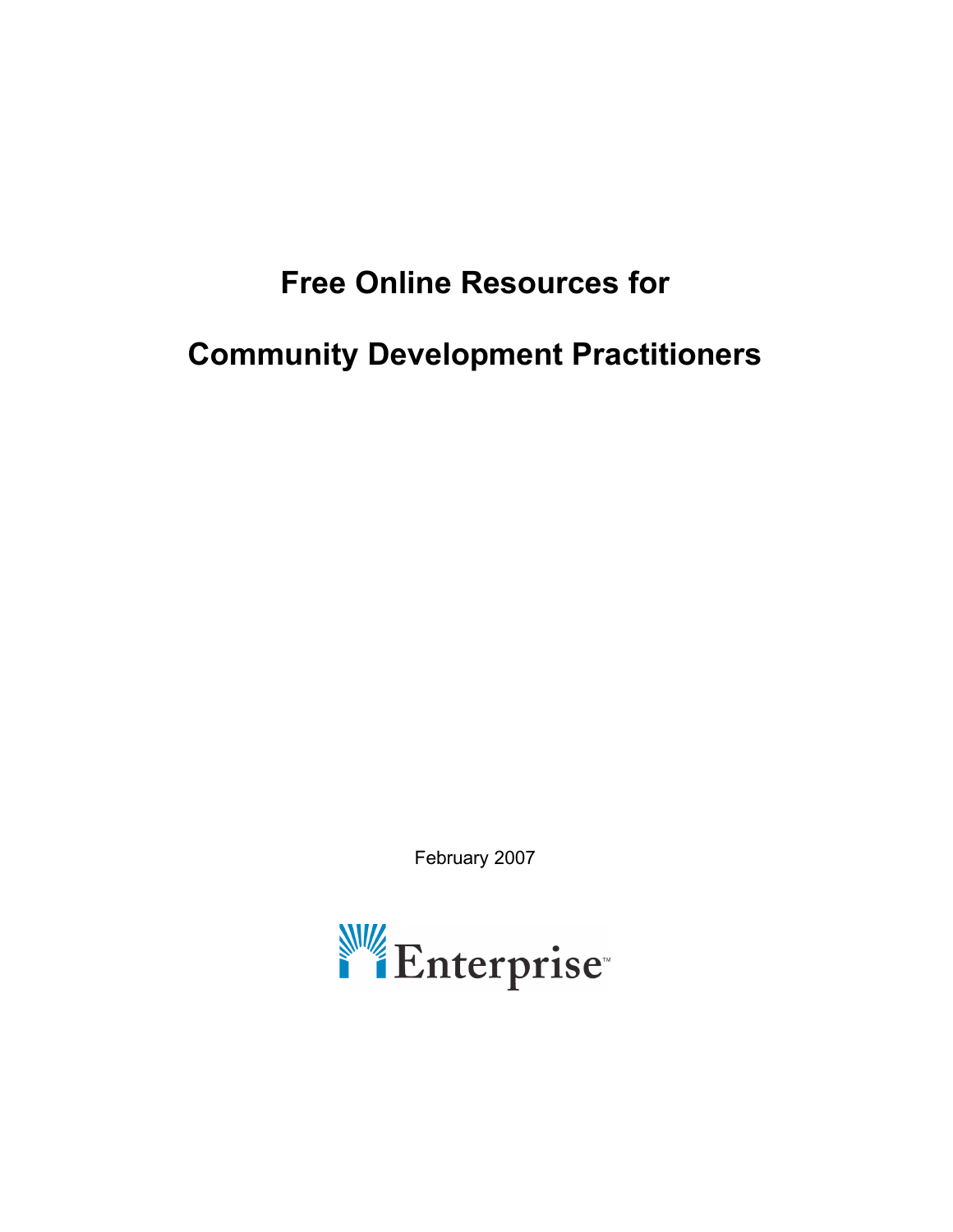# Free Online Resources for

# Community Development Practitioners

February 2007

Enterprise™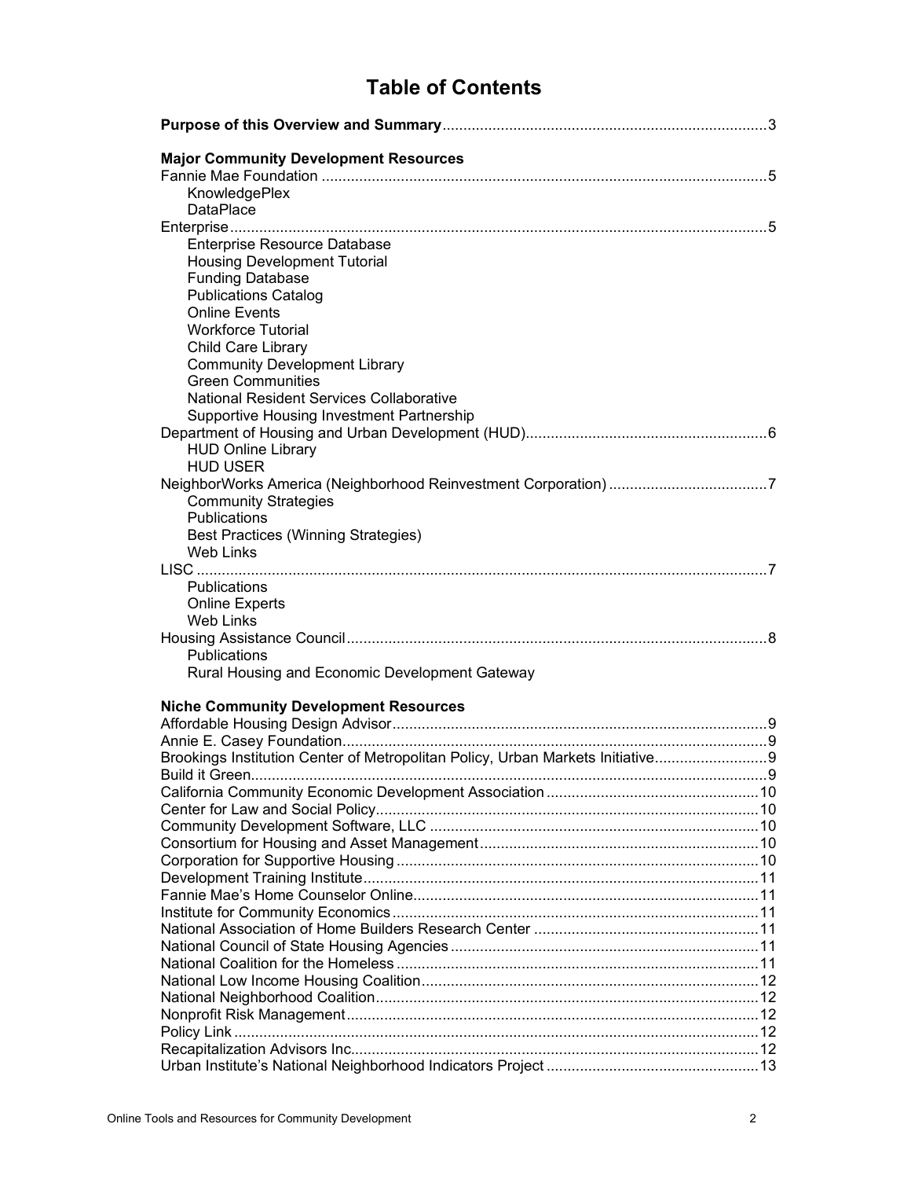# Table of Contents

**Purpose of this Overview and Summary**............................................................................3

**Major Community Development Resources**

Fannie Mae Foundation ..........................................................................................................5
- KnowledgePlex
- DataPlace

Enterprise................................................................................................................................5
- Enterprise Resource Database
- Housing Development Tutorial
- Funding Database
- Publications Catalog
- Online Events
- Workforce Tutorial
- Child Care Library
- Community Development Library
- Green Communities
- National Resident Services Collaborative
- Supportive Housing Investment Partnership

Department of Housing and Urban Development (HUD).........................................................6
- HUD Online Library
- HUD USER

NeighborWorks America (Neighborhood Reinvestment Corporation) ......................................7
- Community Strategies
- Publications
- Best Practices (Winning Strategies)
- Web Links

LISC ........................................................................................................................................7
- Publications
- Online Experts
- Web Links

Housing Assistance Council....................................................................................................8
- Publications
- Rural Housing and Economic Development Gateway

**Niche Community Development Resources**

Affordable Housing Design Advisor.........................................................................................9
Annie E. Casey Foundation.....................................................................................................9
Brookings Institution Center of Metropolitan Policy, Urban Markets Initiative..........................9
Build it Green...........................................................................................................................9
California Community Economic Development Association ..................................................10
Center for Law and Social Policy...........................................................................................10
Community Development Software, LLC ..............................................................................10
Consortium for Housing and Asset Management..................................................................10
Corporation for Supportive Housing ......................................................................................10
Development Training Institute..............................................................................................11
Fannie Mae's Home Counselor Online..................................................................................11
Institute for Community Economics .......................................................................................11
National Association of Home Builders Research Center ......................................................11
National Council of State Housing Agencies .........................................................................11
National Coalition for the Homeless ......................................................................................11
National Low Income Housing Coalition................................................................................12
National Neighborhood Coalition...........................................................................................12
Nonprofit Risk Management..................................................................................................12
Policy Link .............................................................................................................................12
Recapitalization Advisors Inc.................................................................................................12
Urban Institute's National Neighborhood Indicators Project ..................................................13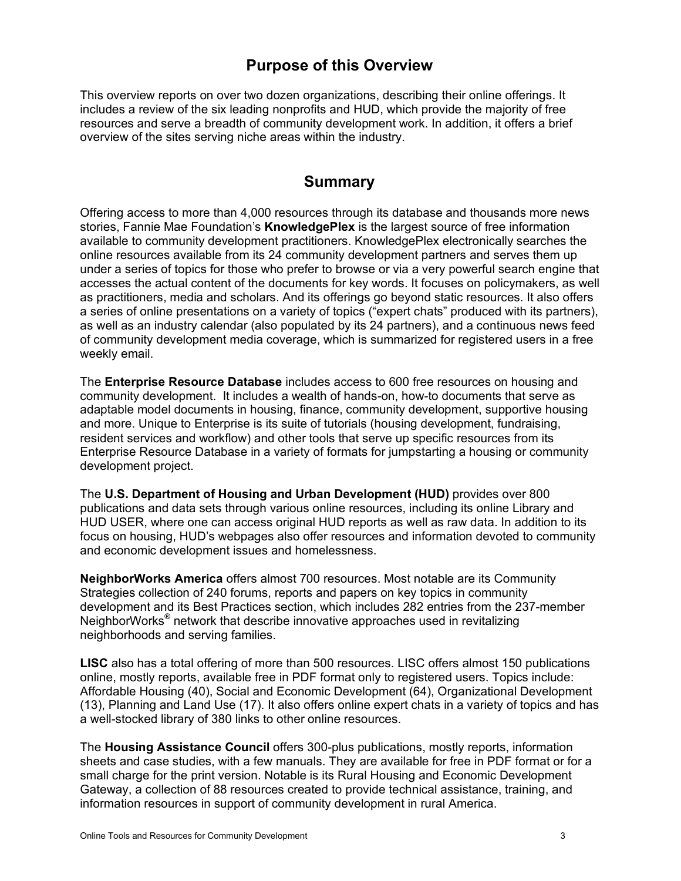## Purpose of this Overview

This overview reports on over two dozen organizations, describing their online offerings. It includes a review of the six leading nonprofits and HUD, which provide the majority of free resources and serve a breadth of community development work. In addition, it offers a brief overview of the sites serving niche areas within the industry.

## Summary

Offering access to more than 4,000 resources through its database and thousands more news stories, Fannie Mae Foundation's **KnowledgePlex** is the largest source of free information available to community development practitioners. KnowledgePlex electronically searches the online resources available from its 24 community development partners and serves them up under a series of topics for those who prefer to browse or via a very powerful search engine that accesses the actual content of the documents for key words. It focuses on policymakers, as well as practitioners, media and scholars. And its offerings go beyond static resources. It also offers a series of online presentations on a variety of topics ("expert chats" produced with its partners), as well as an industry calendar (also populated by its 24 partners), and a continuous news feed of community development media coverage, which is summarized for registered users in a free weekly email.

The **Enterprise Resource Database** includes access to 600 free resources on housing and community development. It includes a wealth of hands-on, how-to documents that serve as adaptable model documents in housing, finance, community development, supportive housing and more. Unique to Enterprise is its suite of tutorials (housing development, fundraising, resident services and workflow) and other tools that serve up specific resources from its Enterprise Resource Database in a variety of formats for jumpstarting a housing or community development project.

The **U.S. Department of Housing and Urban Development (HUD)** provides over 800 publications and data sets through various online resources, including its online Library and HUD USER, where one can access original HUD reports as well as raw data. In addition to its focus on housing, HUD's webpages also offer resources and information devoted to community and economic development issues and homelessness.

**NeighborWorks America** offers almost 700 resources. Most notable are its Community Strategies collection of 240 forums, reports and papers on key topics in community development and its Best Practices section, which includes 282 entries from the 237-member NeighborWorks® network that describe innovative approaches used in revitalizing neighborhoods and serving families.

**LISC** also has a total offering of more than 500 resources. LISC offers almost 150 publications online, mostly reports, available free in PDF format only to registered users. Topics include: Affordable Housing (40), Social and Economic Development (64), Organizational Development (13), Planning and Land Use (17). It also offers online expert chats in a variety of topics and has a well-stocked library of 380 links to other online resources.

The **Housing Assistance Council** offers 300-plus publications, mostly reports, information sheets and case studies, with a few manuals. They are available for free in PDF format or for a small charge for the print version. Notable is its Rural Housing and Economic Development Gateway, a collection of 88 resources created to provide technical assistance, training, and information resources in support of community development in rural America.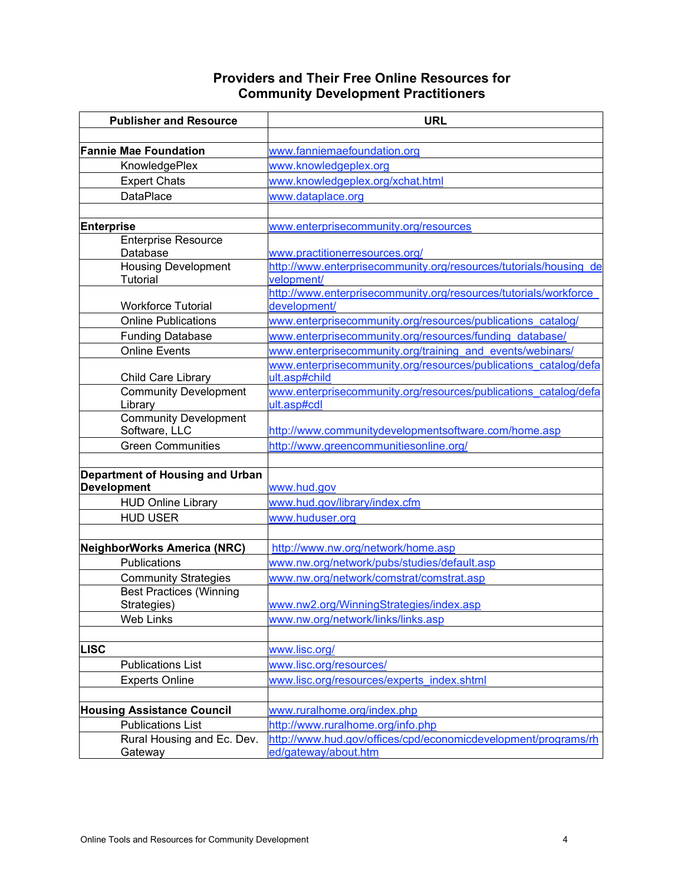## Providers and Their Free Online Resources for Community Development Practitioners

| Publisher and Resource | URL |
|---|---|
| | |
| **Fannie Mae Foundation** | www.fanniemaefoundation.org |
| KnowledgePlex | www.knowledgeplex.org |
| Expert Chats | www.knowledgeplex.org/xchat.html |
| DataPlace | www.dataplace.org |
| | |
| **Enterprise** | www.enterprisecommunity.org/resources |
| Enterprise Resource Database | www.practitionerresources.org/ |
| Housing Development Tutorial | http://www.enterprisecommunity.org/resources/tutorials/housing_development/ |
| Workforce Tutorial | http://www.enterprisecommunity.org/resources/tutorials/workforce_development/ |
| Online Publications | www.enterprisecommunity.org/resources/publications_catalog/ |
| Funding Database | www.enterprisecommunity.org/resources/funding_database/ |
| Online Events | www.enterprisecommunity.org/training_and_events/webinars/ |
| Child Care Library | www.enterprisecommunity.org/resources/publications_catalog/default.asp#child |
| Community Development Library | www.enterprisecommunity.org/resources/publications_catalog/default.asp#cdl |
| Community Development Software, LLC | http://www.communitydevelopmentsoftware.com/home.asp |
| Green Communities | http://www.greencommunitiesonline.org/ |
| | |
| **Department of Housing and Urban Development** | www.hud.gov |
| HUD Online Library | www.hud.gov/library/index.cfm |
| HUD USER | www.huduser.org |
| | |
| **NeighborWorks America (NRC)** | http://www.nw.org/network/home.asp |
| Publications | www.nw.org/network/pubs/studies/default.asp |
| Community Strategies | www.nw.org/network/comstrat/comstrat.asp |
| Best Practices (Winning Strategies) | www.nw2.org/WinningStrategies/index.asp |
| Web Links | www.nw.org/network/links/links.asp |
| | |
| **LISC** | www.lisc.org/ |
| Publications List | www.lisc.org/resources/ |
| Experts Online | www.lisc.org/resources/experts_index.shtml |
| | |
| **Housing Assistance Council** | www.ruralhome.org/index.php |
| Publications List | http://www.ruralhome.org/info.php |
| Rural Housing and Ec. Dev. Gateway | http://www.hud.gov/offices/cpd/economicdevelopment/programs/rhed/gateway/about.htm |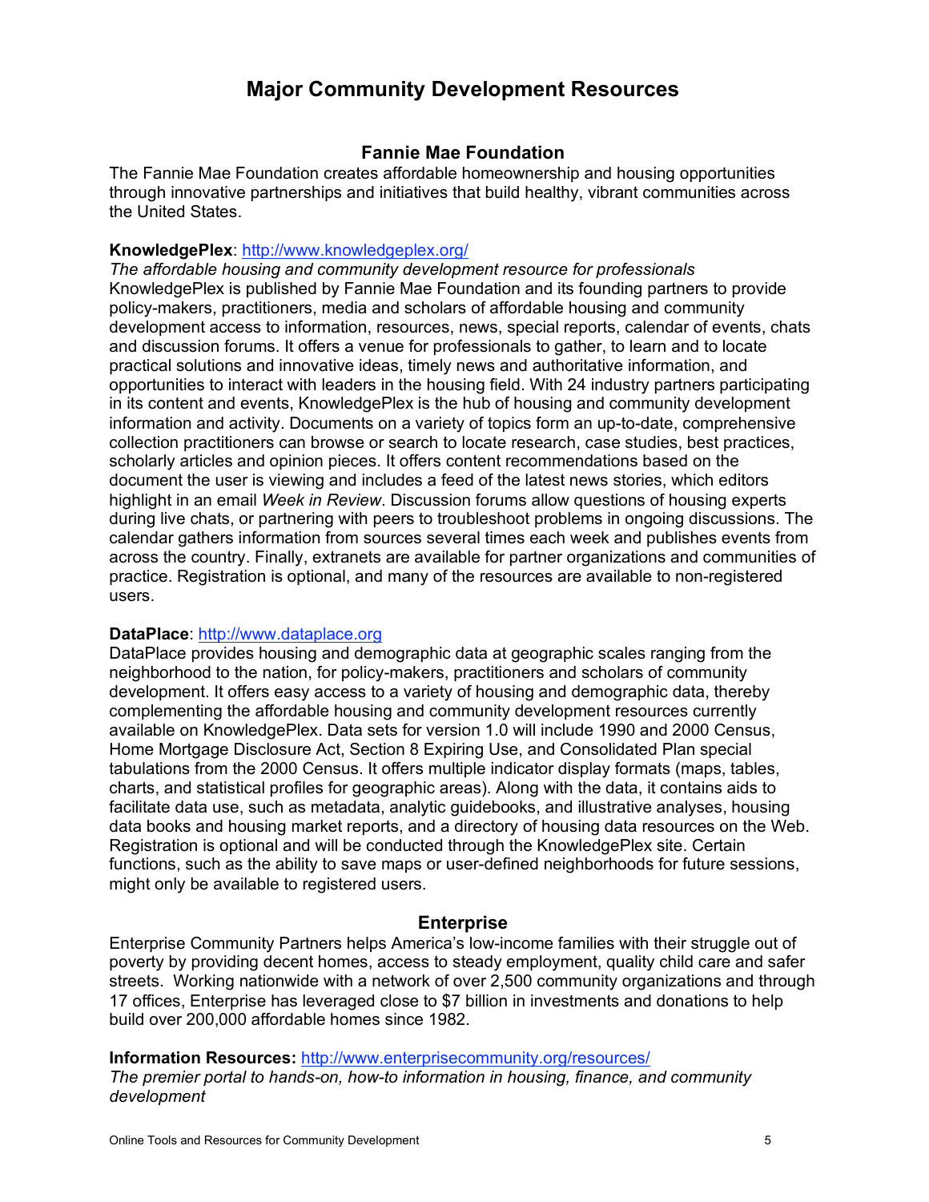# Major Community Development Resources

## Fannie Mae Foundation

The Fannie Mae Foundation creates affordable homeownership and housing opportunities through innovative partnerships and initiatives that build healthy, vibrant communities across the United States.

**KnowledgePlex**: http://www.knowledgeplex.org/

*The affordable housing and community development resource for professionals*

KnowledgePlex is published by Fannie Mae Foundation and its founding partners to provide policy-makers, practitioners, media and scholars of affordable housing and community development access to information, resources, news, special reports, calendar of events, chats and discussion forums. It offers a venue for professionals to gather, to learn and to locate practical solutions and innovative ideas, timely news and authoritative information, and opportunities to interact with leaders in the housing field. With 24 industry partners participating in its content and events, KnowledgePlex is the hub of housing and community development information and activity. Documents on a variety of topics form an up-to-date, comprehensive collection practitioners can browse or search to locate research, case studies, best practices, scholarly articles and opinion pieces. It offers content recommendations based on the document the user is viewing and includes a feed of the latest news stories, which editors highlight in an email *Week in Review*. Discussion forums allow questions of housing experts during live chats, or partnering with peers to troubleshoot problems in ongoing discussions. The calendar gathers information from sources several times each week and publishes events from across the country. Finally, extranets are available for partner organizations and communities of practice. Registration is optional, and many of the resources are available to non-registered users.

**DataPlace**: http://www.dataplace.org

DataPlace provides housing and demographic data at geographic scales ranging from the neighborhood to the nation, for policy-makers, practitioners and scholars of community development. It offers easy access to a variety of housing and demographic data, thereby complementing the affordable housing and community development resources currently available on KnowledgePlex. Data sets for version 1.0 will include 1990 and 2000 Census, Home Mortgage Disclosure Act, Section 8 Expiring Use, and Consolidated Plan special tabulations from the 2000 Census. It offers multiple indicator display formats (maps, tables, charts, and statistical profiles for geographic areas). Along with the data, it contains aids to facilitate data use, such as metadata, analytic guidebooks, and illustrative analyses, housing data books and housing market reports, and a directory of housing data resources on the Web. Registration is optional and will be conducted through the KnowledgePlex site. Certain functions, such as the ability to save maps or user-defined neighborhoods for future sessions, might only be available to registered users.

## Enterprise

Enterprise Community Partners helps America's low-income families with their struggle out of poverty by providing decent homes, access to steady employment, quality child care and safer streets. Working nationwide with a network of over 2,500 community organizations and through 17 offices, Enterprise has leveraged close to $7 billion in investments and donations to help build over 200,000 affordable homes since 1982.

**Information Resources:** http://www.enterprisecommunity.org/resources/

*The premier portal to hands-on, how-to information in housing, finance, and community development*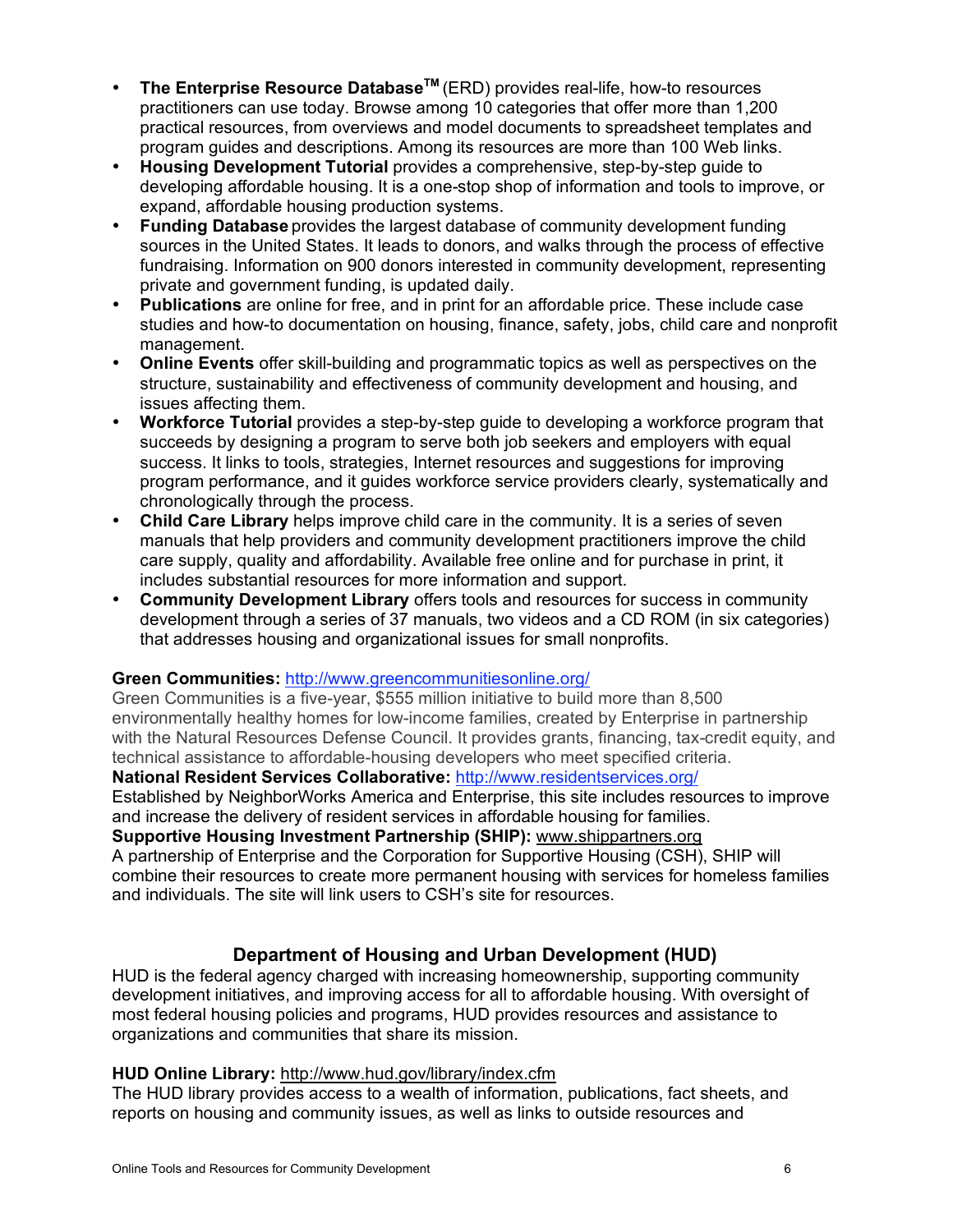- **The Enterprise Resource Database™** (ERD) provides real-life, how-to resources practitioners can use today. Browse among 10 categories that offer more than 1,200 practical resources, from overviews and model documents to spreadsheet templates and program guides and descriptions. Among its resources are more than 100 Web links.
- **Housing Development Tutorial** provides a comprehensive, step-by-step guide to developing affordable housing. It is a one-stop shop of information and tools to improve, or expand, affordable housing production systems.
- **Funding Database** provides the largest database of community development funding sources in the United States. It leads to donors, and walks through the process of effective fundraising. Information on 900 donors interested in community development, representing private and government funding, is updated daily.
- **Publications** are online for free, and in print for an affordable price. These include case studies and how-to documentation on housing, finance, safety, jobs, child care and nonprofit management.
- **Online Events** offer skill-building and programmatic topics as well as perspectives on the structure, sustainability and effectiveness of community development and housing, and issues affecting them.
- **Workforce Tutorial** provides a step-by-step guide to developing a workforce program that succeeds by designing a program to serve both job seekers and employers with equal success. It links to tools, strategies, Internet resources and suggestions for improving program performance, and it guides workforce service providers clearly, systematically and chronologically through the process.
- **Child Care Library** helps improve child care in the community. It is a series of seven manuals that help providers and community development practitioners improve the child care supply, quality and affordability. Available free online and for purchase in print, it includes substantial resources for more information and support.
- **Community Development Library** offers tools and resources for success in community development through a series of 37 manuals, two videos and a CD ROM (in six categories) that addresses housing and organizational issues for small nonprofits.

**Green Communities:** http://www.greencommunitiesonline.org/
Green Communities is a five-year, $555 million initiative to build more than 8,500 environmentally healthy homes for low-income families, created by Enterprise in partnership with the Natural Resources Defense Council. It provides grants, financing, tax-credit equity, and technical assistance to affordable-housing developers who meet specified criteria.

**National Resident Services Collaborative:** http://www.residentservices.org/
Established by NeighborWorks America and Enterprise, this site includes resources to improve and increase the delivery of resident services in affordable housing for families.

**Supportive Housing Investment Partnership (SHIP):** www.shippartners.org
A partnership of Enterprise and the Corporation for Supportive Housing (CSH), SHIP will combine their resources to create more permanent housing with services for homeless families and individuals. The site will link users to CSH's site for resources.

## Department of Housing and Urban Development (HUD)

HUD is the federal agency charged with increasing homeownership, supporting community development initiatives, and improving access for all to affordable housing. With oversight of most federal housing policies and programs, HUD provides resources and assistance to organizations and communities that share its mission.

**HUD Online Library:** http://www.hud.gov/library/index.cfm
The HUD library provides access to a wealth of information, publications, fact sheets, and reports on housing and community issues, as well as links to outside resources and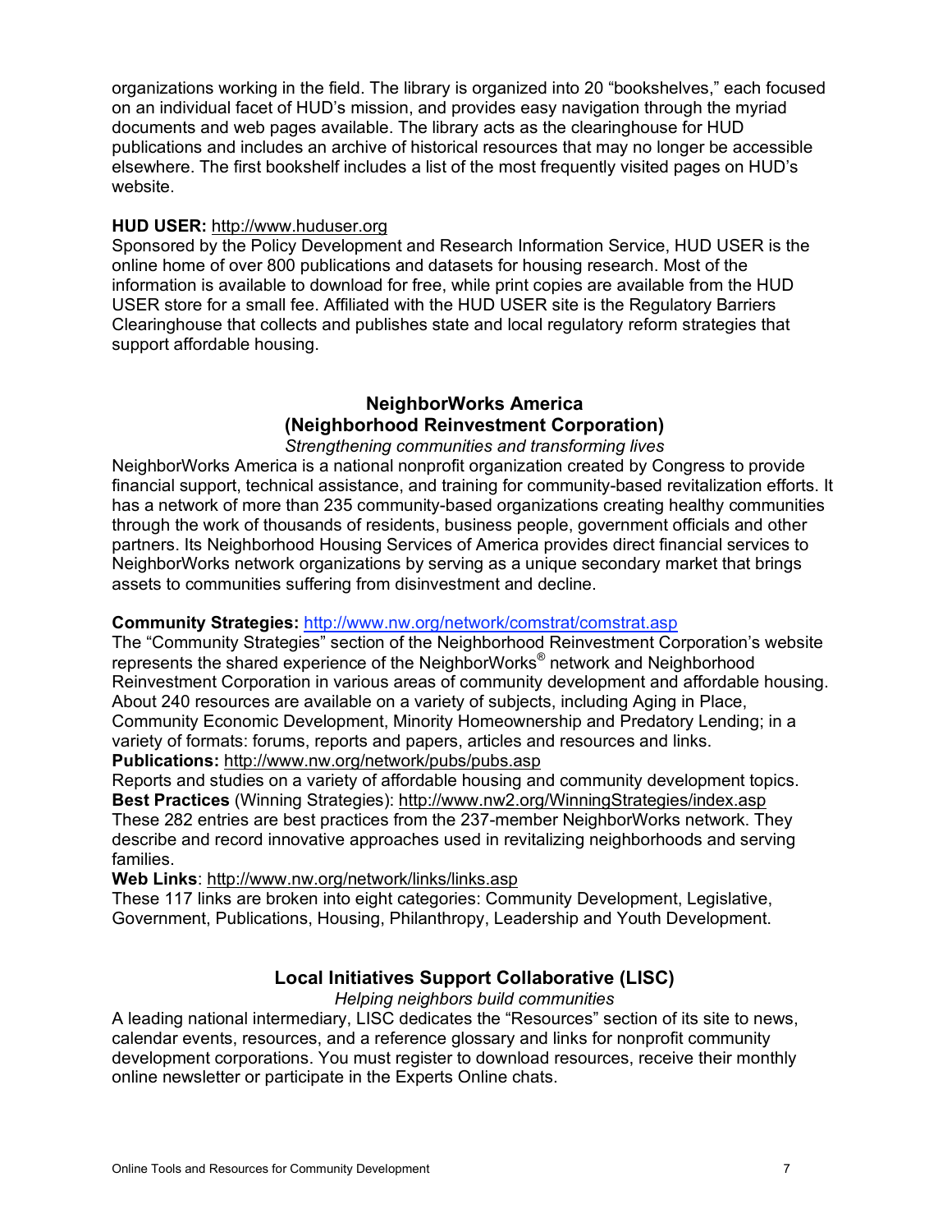organizations working in the field. The library is organized into 20 "bookshelves," each focused on an individual facet of HUD's mission, and provides easy navigation through the myriad documents and web pages available. The library acts as the clearinghouse for HUD publications and includes an archive of historical resources that may no longer be accessible elsewhere. The first bookshelf includes a list of the most frequently visited pages on HUD's website.

**HUD USER:** http://www.huduser.org
Sponsored by the Policy Development and Research Information Service, HUD USER is the online home of over 800 publications and datasets for housing research. Most of the information is available to download for free, while print copies are available from the HUD USER store for a small fee. Affiliated with the HUD USER site is the Regulatory Barriers Clearinghouse that collects and publishes state and local regulatory reform strategies that support affordable housing.

## NeighborWorks America (Neighborhood Reinvestment Corporation)

*Strengthening communities and transforming lives*

NeighborWorks America is a national nonprofit organization created by Congress to provide financial support, technical assistance, and training for community-based revitalization efforts. It has a network of more than 235 community-based organizations creating healthy communities through the work of thousands of residents, business people, government officials and other partners. Its Neighborhood Housing Services of America provides direct financial services to NeighborWorks network organizations by serving as a unique secondary market that brings assets to communities suffering from disinvestment and decline.

**Community Strategies:** http://www.nw.org/network/comstrat/comstrat.asp
The "Community Strategies" section of the Neighborhood Reinvestment Corporation's website represents the shared experience of the NeighborWorks® network and Neighborhood Reinvestment Corporation in various areas of community development and affordable housing. About 240 resources are available on a variety of subjects, including Aging in Place, Community Economic Development, Minority Homeownership and Predatory Lending; in a variety of formats: forums, reports and papers, articles and resources and links.

**Publications:** http://www.nw.org/network/pubs/pubs.asp
Reports and studies on a variety of affordable housing and community development topics.

**Best Practices** (Winning Strategies): http://www.nw2.org/WinningStrategies/index.asp
These 282 entries are best practices from the 237-member NeighborWorks network. They describe and record innovative approaches used in revitalizing neighborhoods and serving families.

**Web Links**: http://www.nw.org/network/links/links.asp
These 117 links are broken into eight categories: Community Development, Legislative, Government, Publications, Housing, Philanthropy, Leadership and Youth Development.

## Local Initiatives Support Collaborative (LISC)

*Helping neighbors build communities*

A leading national intermediary, LISC dedicates the "Resources" section of its site to news, calendar events, resources, and a reference glossary and links for nonprofit community development corporations. You must register to download resources, receive their monthly online newsletter or participate in the Experts Online chats.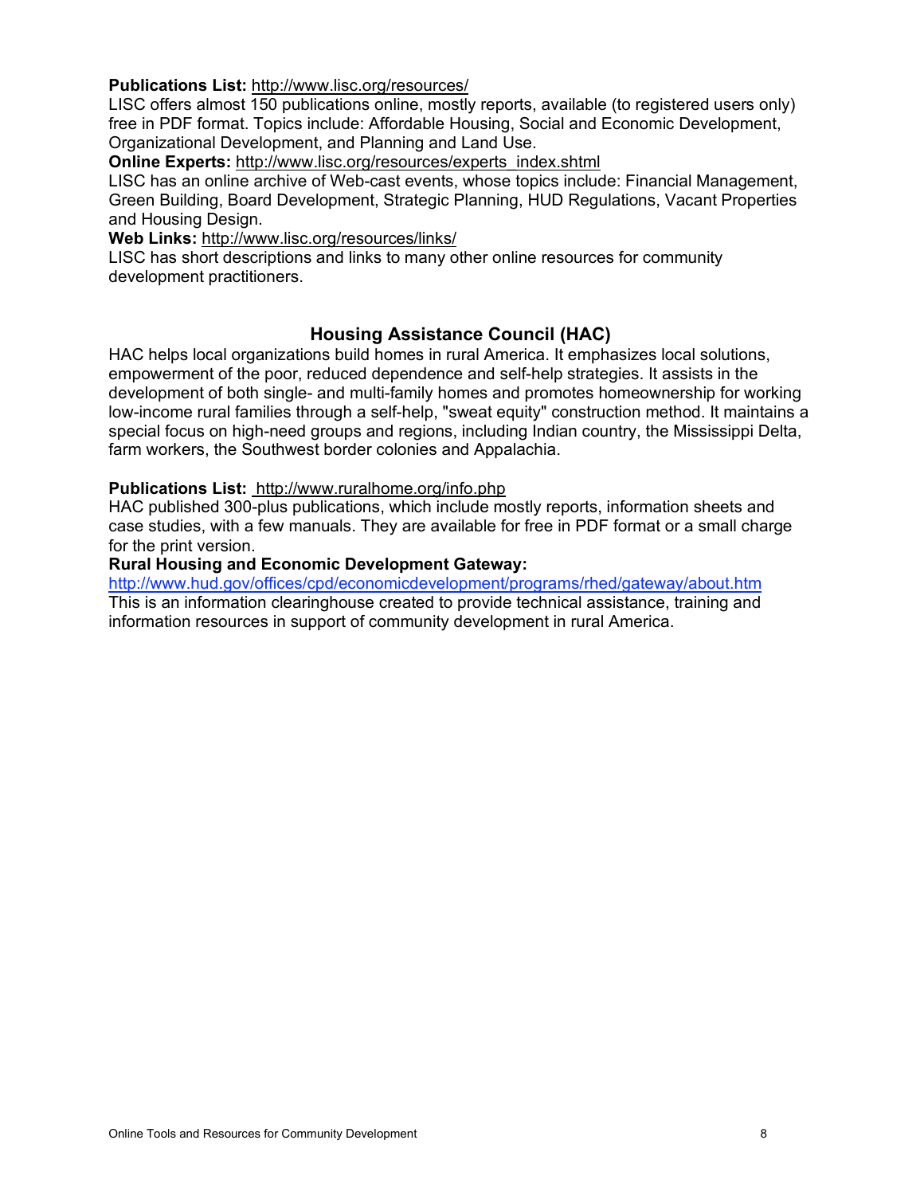**Publications List:** http://www.lisc.org/resources/
LISC offers almost 150 publications online, mostly reports, available (to registered users only) free in PDF format. Topics include: Affordable Housing, Social and Economic Development, Organizational Development, and Planning and Land Use.

**Online Experts:** http://www.lisc.org/resources/experts_index.shtml
LISC has an online archive of Web-cast events, whose topics include: Financial Management, Green Building, Board Development, Strategic Planning, HUD Regulations, Vacant Properties and Housing Design.

**Web Links:** http://www.lisc.org/resources/links/
LISC has short descriptions and links to many other online resources for community development practitioners.

## Housing Assistance Council (HAC)

HAC helps local organizations build homes in rural America. It emphasizes local solutions, empowerment of the poor, reduced dependence and self-help strategies. It assists in the development of both single- and multi-family homes and promotes homeownership for working low-income rural families through a self-help, "sweat equity" construction method. It maintains a special focus on high-need groups and regions, including Indian country, the Mississippi Delta, farm workers, the Southwest border colonies and Appalachia.

**Publications List:** http://www.ruralhome.org/info.php
HAC published 300-plus publications, which include mostly reports, information sheets and case studies, with a few manuals. They are available for free in PDF format or a small charge for the print version.

**Rural Housing and Economic Development Gateway:**
http://www.hud.gov/offices/cpd/economicdevelopment/programs/rhed/gateway/about.htm
This is an information clearinghouse created to provide technical assistance, training and information resources in support of community development in rural America.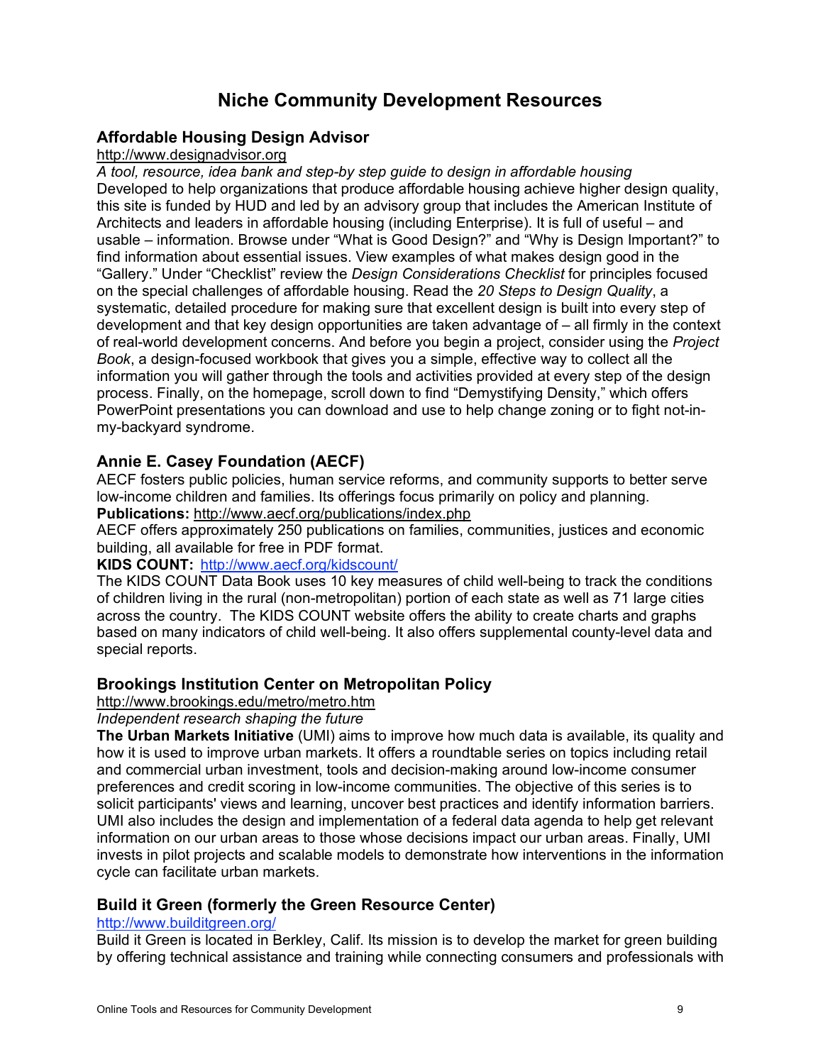# Niche Community Development Resources

## Affordable Housing Design Advisor

http://www.designadvisor.org

*A tool, resource, idea bank and step-by step guide to design in affordable housing*

Developed to help organizations that produce affordable housing achieve higher design quality, this site is funded by HUD and led by an advisory group that includes the American Institute of Architects and leaders in affordable housing (including Enterprise). It is full of useful – and usable – information. Browse under "What is Good Design?" and "Why is Design Important?" to find information about essential issues. View examples of what makes design good in the "Gallery." Under "Checklist" review the *Design Considerations Checklist* for principles focused on the special challenges of affordable housing. Read the *20 Steps to Design Quality*, a systematic, detailed procedure for making sure that excellent design is built into every step of development and that key design opportunities are taken advantage of – all firmly in the context of real-world development concerns. And before you begin a project, consider using the *Project Book*, a design-focused workbook that gives you a simple, effective way to collect all the information you will gather through the tools and activities provided at every step of the design process. Finally, on the homepage, scroll down to find "Demystifying Density," which offers PowerPoint presentations you can download and use to help change zoning or to fight not-in-my-backyard syndrome.

## Annie E. Casey Foundation (AECF)

AECF fosters public policies, human service reforms, and community supports to better serve low-income children and families. Its offerings focus primarily on policy and planning.

**Publications:** http://www.aecf.org/publications/index.php

AECF offers approximately 250 publications on families, communities, justices and economic building, all available for free in PDF format.

**KIDS COUNT:** http://www.aecf.org/kidscount/

The KIDS COUNT Data Book uses 10 key measures of child well-being to track the conditions of children living in the rural (non-metropolitan) portion of each state as well as 71 large cities across the country. The KIDS COUNT website offers the ability to create charts and graphs based on many indicators of child well-being. It also offers supplemental county-level data and special reports.

## Brookings Institution Center on Metropolitan Policy

http://www.brookings.edu/metro/metro.htm

*Independent research shaping the future*

**The Urban Markets Initiative** (UMI) aims to improve how much data is available, its quality and how it is used to improve urban markets. It offers a roundtable series on topics including retail and commercial urban investment, tools and decision-making around low-income consumer preferences and credit scoring in low-income communities. The objective of this series is to solicit participants' views and learning, uncover best practices and identify information barriers. UMI also includes the design and implementation of a federal data agenda to help get relevant information on our urban areas to those whose decisions impact our urban areas. Finally, UMI invests in pilot projects and scalable models to demonstrate how interventions in the information cycle can facilitate urban markets.

## Build it Green (formerly the Green Resource Center)

http://www.builditgreen.org/

Build it Green is located in Berkley, Calif. Its mission is to develop the market for green building by offering technical assistance and training while connecting consumers and professionals with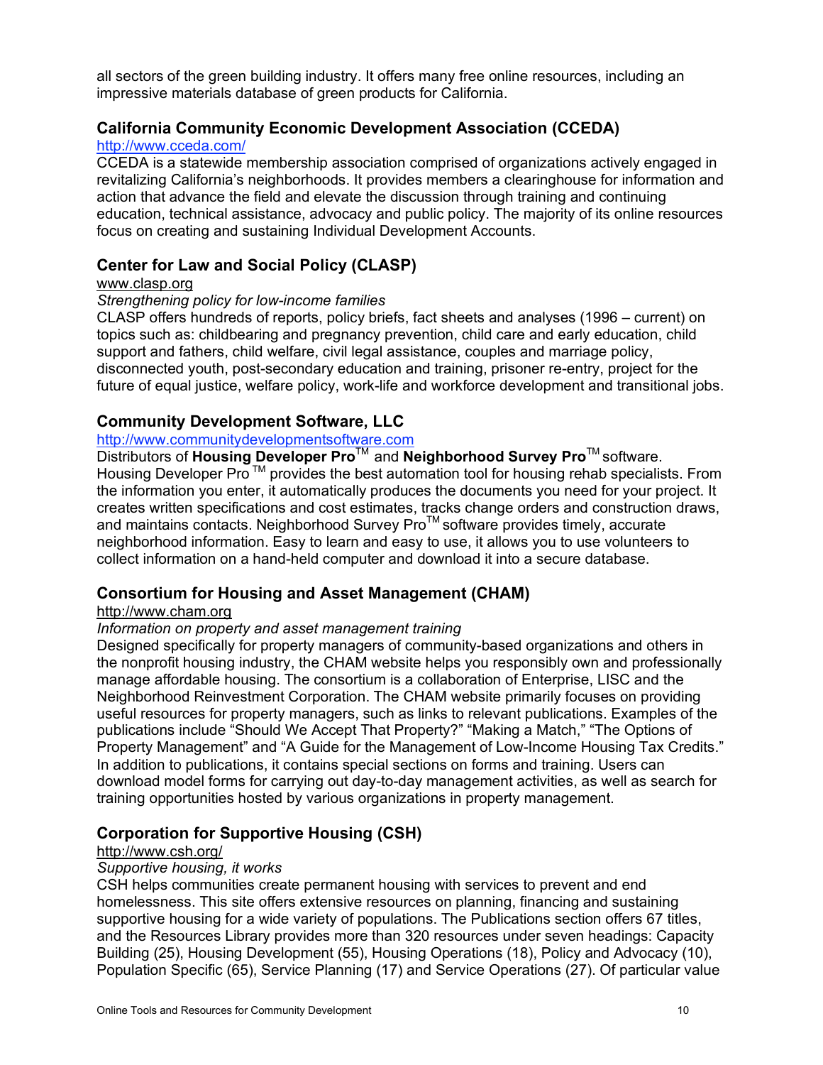all sectors of the green building industry. It offers many free online resources, including an impressive materials database of green products for California.

### California Community Economic Development Association (CCEDA)

http://www.cceda.com/

CCEDA is a statewide membership association comprised of organizations actively engaged in revitalizing California's neighborhoods. It provides members a clearinghouse for information and action that advance the field and elevate the discussion through training and continuing education, technical assistance, advocacy and public policy. The majority of its online resources focus on creating and sustaining Individual Development Accounts.

### Center for Law and Social Policy (CLASP)

www.clasp.org

*Strengthening policy for low-income families*

CLASP offers hundreds of reports, policy briefs, fact sheets and analyses (1996 – current) on topics such as: childbearing and pregnancy prevention, child care and early education, child support and fathers, child welfare, civil legal assistance, couples and marriage policy, disconnected youth, post-secondary education and training, prisoner re-entry, project for the future of equal justice, welfare policy, work-life and workforce development and transitional jobs.

### Community Development Software, LLC

http://www.communitydevelopmentsoftware.com

Distributors of **Housing Developer Pro**™ and **Neighborhood Survey Pro**™ software. Housing Developer Pro ™ provides the best automation tool for housing rehab specialists. From the information you enter, it automatically produces the documents you need for your project. It creates written specifications and cost estimates, tracks change orders and construction draws, and maintains contacts. Neighborhood Survey Pro™ software provides timely, accurate neighborhood information. Easy to learn and easy to use, it allows you to use volunteers to collect information on a hand-held computer and download it into a secure database.

### Consortium for Housing and Asset Management (CHAM)

http://www.cham.org

*Information on property and asset management training*

Designed specifically for property managers of community-based organizations and others in the nonprofit housing industry, the CHAM website helps you responsibly own and professionally manage affordable housing. The consortium is a collaboration of Enterprise, LISC and the Neighborhood Reinvestment Corporation. The CHAM website primarily focuses on providing useful resources for property managers, such as links to relevant publications. Examples of the publications include "Should We Accept That Property?" "Making a Match," "The Options of Property Management" and "A Guide for the Management of Low-Income Housing Tax Credits." In addition to publications, it contains special sections on forms and training. Users can download model forms for carrying out day-to-day management activities, as well as search for training opportunities hosted by various organizations in property management.

### Corporation for Supportive Housing (CSH)

http://www.csh.org/

*Supportive housing, it works*

CSH helps communities create permanent housing with services to prevent and end homelessness. This site offers extensive resources on planning, financing and sustaining supportive housing for a wide variety of populations. The Publications section offers 67 titles, and the Resources Library provides more than 320 resources under seven headings: Capacity Building (25), Housing Development (55), Housing Operations (18), Policy and Advocacy (10), Population Specific (65), Service Planning (17) and Service Operations (27). Of particular value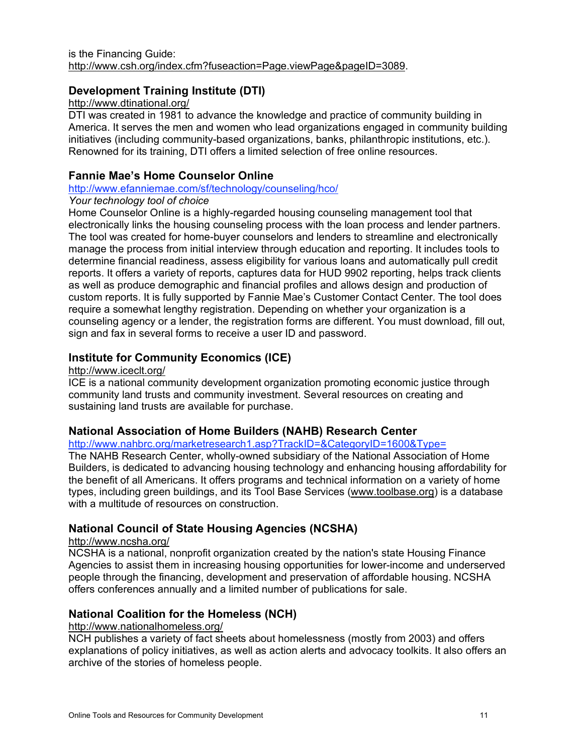is the Financing Guide: http://www.csh.org/index.cfm?fuseaction=Page.viewPage&pageID=3089.

### Development Training Institute (DTI)

http://www.dtinational.org/

DTI was created in 1981 to advance the knowledge and practice of community building in America. It serves the men and women who lead organizations engaged in community building initiatives (including community-based organizations, banks, philanthropic institutions, etc.). Renowned for its training, DTI offers a limited selection of free online resources.

### Fannie Mae's Home Counselor Online

http://www.efanniemae.com/sf/technology/counseling/hco/

*Your technology tool of choice*

Home Counselor Online is a highly-regarded housing counseling management tool that electronically links the housing counseling process with the loan process and lender partners. The tool was created for home-buyer counselors and lenders to streamline and electronically manage the process from initial interview through education and reporting. It includes tools to determine financial readiness, assess eligibility for various loans and automatically pull credit reports. It offers a variety of reports, captures data for HUD 9902 reporting, helps track clients as well as produce demographic and financial profiles and allows design and production of custom reports. It is fully supported by Fannie Mae's Customer Contact Center. The tool does require a somewhat lengthy registration. Depending on whether your organization is a counseling agency or a lender, the registration forms are different. You must download, fill out, sign and fax in several forms to receive a user ID and password.

### Institute for Community Economics (ICE)

http://www.iceclt.org/

ICE is a national community development organization promoting economic justice through community land trusts and community investment. Several resources on creating and sustaining land trusts are available for purchase.

### National Association of Home Builders (NAHB) Research Center

http://www.nahbrc.org/marketresearch1.asp?TrackID=&CategoryID=1600&Type=

The NAHB Research Center, wholly-owned subsidiary of the National Association of Home Builders, is dedicated to advancing housing technology and enhancing housing affordability for the benefit of all Americans. It offers programs and technical information on a variety of home types, including green buildings, and its Tool Base Services (www.toolbase.org) is a database with a multitude of resources on construction.

### National Council of State Housing Agencies (NCSHA)

http://www.ncsha.org/

NCSHA is a national, nonprofit organization created by the nation's state Housing Finance Agencies to assist them in increasing housing opportunities for lower-income and underserved people through the financing, development and preservation of affordable housing. NCSHA offers conferences annually and a limited number of publications for sale.

### National Coalition for the Homeless (NCH)

http://www.nationalhomeless.org/

NCH publishes a variety of fact sheets about homelessness (mostly from 2003) and offers explanations of policy initiatives, as well as action alerts and advocacy toolkits. It also offers an archive of the stories of homeless people.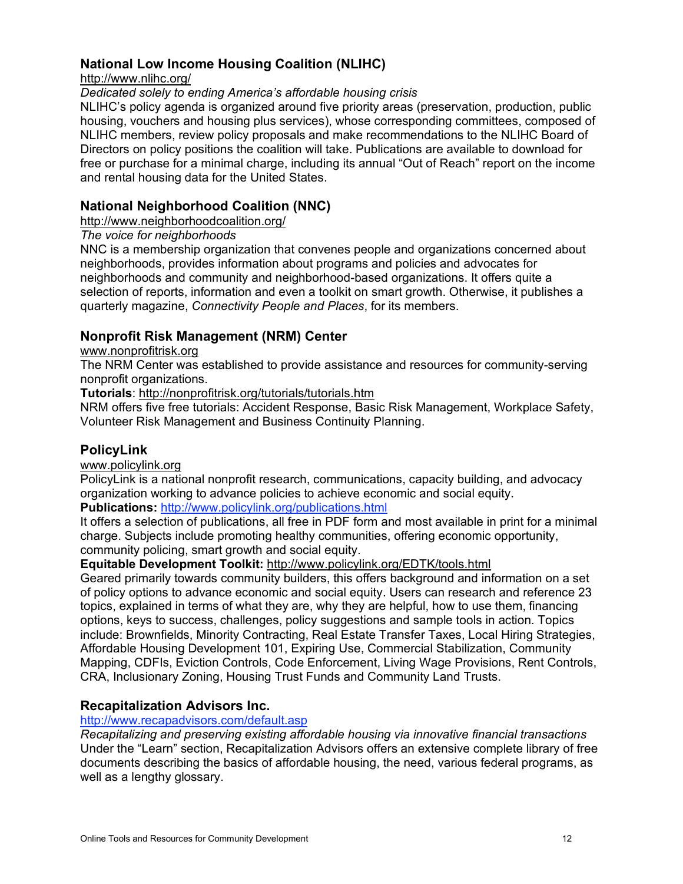### National Low Income Housing Coalition (NLIHC)

http://www.nlihc.org/

*Dedicated solely to ending America's affordable housing crisis*

NLIHC's policy agenda is organized around five priority areas (preservation, production, public housing, vouchers and housing plus services), whose corresponding committees, composed of NLIHC members, review policy proposals and make recommendations to the NLIHC Board of Directors on policy positions the coalition will take. Publications are available to download for free or purchase for a minimal charge, including its annual "Out of Reach" report on the income and rental housing data for the United States.

### National Neighborhood Coalition (NNC)

http://www.neighborhoodcoalition.org/

*The voice for neighborhoods*

NNC is a membership organization that convenes people and organizations concerned about neighborhoods, provides information about programs and policies and advocates for neighborhoods and community and neighborhood-based organizations. It offers quite a selection of reports, information and even a toolkit on smart growth. Otherwise, it publishes a quarterly magazine, *Connectivity People and Places*, for its members.

### Nonprofit Risk Management (NRM) Center

www.nonprofitrisk.org

The NRM Center was established to provide assistance and resources for community-serving nonprofit organizations.

**Tutorials**: http://nonprofitrisk.org/tutorials/tutorials.htm

NRM offers five free tutorials: Accident Response, Basic Risk Management, Workplace Safety, Volunteer Risk Management and Business Continuity Planning.

### PolicyLink

www.policylink.org

PolicyLink is a national nonprofit research, communications, capacity building, and advocacy organization working to advance policies to achieve economic and social equity.

**Publications:** http://www.policylink.org/publications.html

It offers a selection of publications, all free in PDF form and most available in print for a minimal charge. Subjects include promoting healthy communities, offering economic opportunity, community policing, smart growth and social equity.

**Equitable Development Toolkit:** http://www.policylink.org/EDTK/tools.html

Geared primarily towards community builders, this offers background and information on a set of policy options to advance economic and social equity. Users can research and reference 23 topics, explained in terms of what they are, why they are helpful, how to use them, financing options, keys to success, challenges, policy suggestions and sample tools in action. Topics include: Brownfields, Minority Contracting, Real Estate Transfer Taxes, Local Hiring Strategies, Affordable Housing Development 101, Expiring Use, Commercial Stabilization, Community Mapping, CDFIs, Eviction Controls, Code Enforcement, Living Wage Provisions, Rent Controls, CRA, Inclusionary Zoning, Housing Trust Funds and Community Land Trusts.

### Recapitalization Advisors Inc.

http://www.recapadvisors.com/default.asp

*Recapitalizing and preserving existing affordable housing via innovative financial transactions*

Under the "Learn" section, Recapitalization Advisors offers an extensive complete library of free documents describing the basics of affordable housing, the need, various federal programs, as well as a lengthy glossary.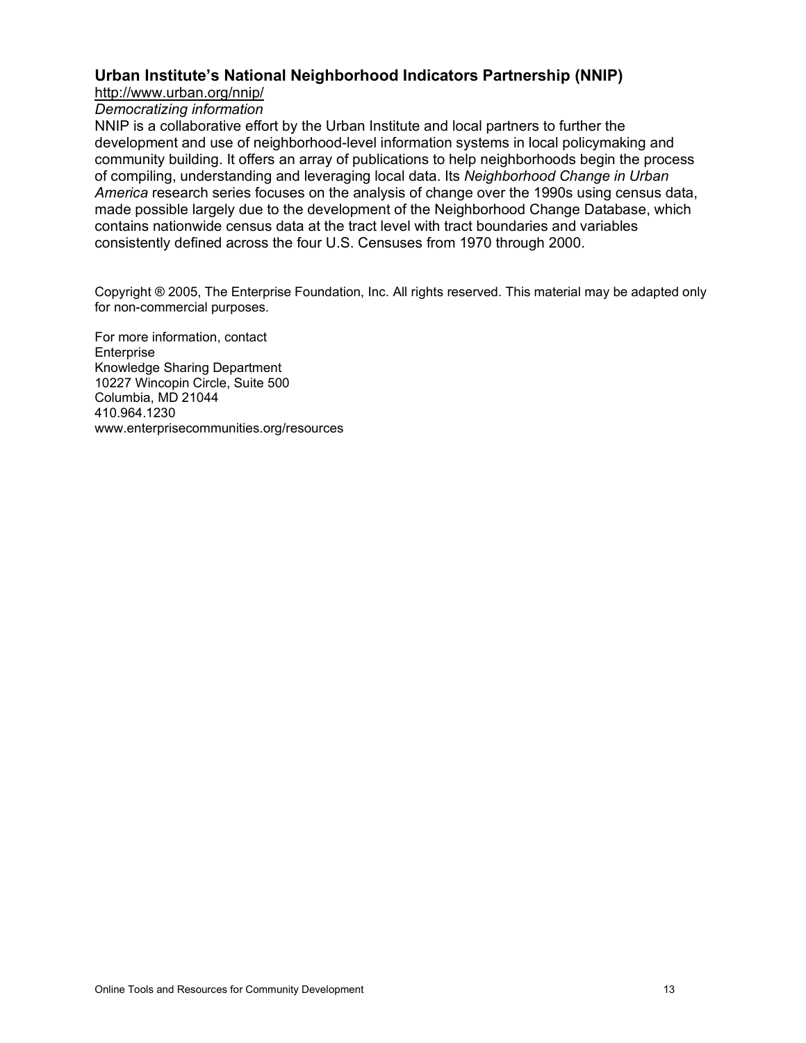### Urban Institute's National Neighborhood Indicators Partnership (NNIP)

http://www.urban.org/nnip/

*Democratizing information*

NNIP is a collaborative effort by the Urban Institute and local partners to further the development and use of neighborhood-level information systems in local policymaking and community building. It offers an array of publications to help neighborhoods begin the process of compiling, understanding and leveraging local data. Its *Neighborhood Change in Urban America* research series focuses on the analysis of change over the 1990s using census data, made possible largely due to the development of the Neighborhood Change Database, which contains nationwide census data at the tract level with tract boundaries and variables consistently defined across the four U.S. Censuses from 1970 through 2000.

Copyright ® 2005, The Enterprise Foundation, Inc. All rights reserved. This material may be adapted only for non-commercial purposes.

For more information, contact
Enterprise
Knowledge Sharing Department
10227 Wincopin Circle, Suite 500
Columbia, MD 21044
410.964.1230
www.enterprisecommunities.org/resources